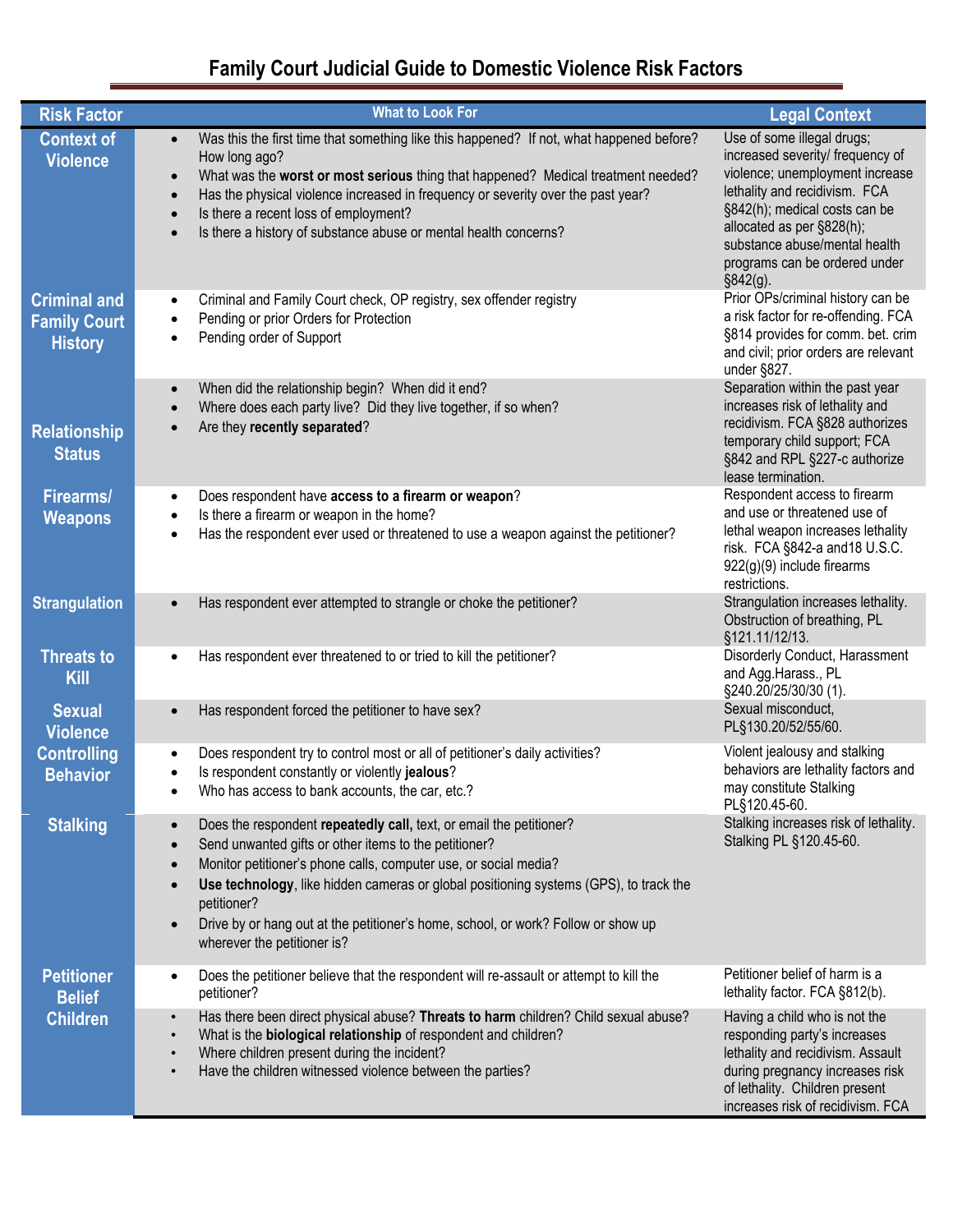# Family Court Judicial Guide to Domestic Violence Risk Factors

| Risk Factor | What to Look For | Legal Context |
|---|---|---|
| **Context of Violence** | • Was this the first time that something like this happened? If not, what happened before? How long ago?<br>• What was the **worst or most serious** thing that happened? Medical treatment needed?<br>• Has the physical violence increased in frequency or severity over the past year?<br>• Is there a recent loss of employment?<br>• Is there a history of substance abuse or mental health concerns? | Use of some illegal drugs; increased severity/ frequency of violence; unemployment increase lethality and recidivism. FCA §842(h); medical costs can be allocated as per §828(h); substance abuse/mental health programs can be ordered under §842(g). |
| **Criminal and Family Court History** | • Criminal and Family Court check, OP registry, sex offender registry<br>• Pending or prior Orders for Protection<br>• Pending order of Support | Prior OPs/criminal history can be a risk factor for re-offending. FCA §814 provides for comm. bet. crim and civil; prior orders are relevant under §827. |
| **Relationship Status** | • When did the relationship begin? When did it end?<br>• Where does each party live? Did they live together, if so when?<br>• Are they **recently separated**? | Separation within the past year increases risk of lethality and recidivism. FCA §828 authorizes temporary child support; FCA §842 and RPL §227-c authorize lease termination. |
| **Firearms/ Weapons** | • Does respondent have **access to a firearm or weapon**?<br>• Is there a firearm or weapon in the home?<br>• Has the respondent ever used or threatened to use a weapon against the petitioner? | Respondent access to firearm and use or threatened use of lethal weapon increases lethality risk. FCA §842-a and18 U.S.C. 922(g)(9) include firearms restrictions. |
| **Strangulation** | • Has respondent ever attempted to strangle or choke the petitioner? | Strangulation increases lethality. Obstruction of breathing, PL §121.11/12/13. |
| **Threats to Kill** | • Has respondent ever threatened to or tried to kill the petitioner? | Disorderly Conduct, Harassment and Agg.Harass., PL §240.20/25/30/30 (1). |
| **Sexual Violence** | • Has respondent forced the petitioner to have sex? | Sexual misconduct, PL§130.20/52/55/60. |
| **Controlling Behavior** | • Does respondent try to control most or all of petitioner's daily activities?<br>• Is respondent constantly or violently **jealous**?<br>• Who has access to bank accounts, the car, etc.? | Violent jealousy and stalking behaviors are lethality factors and may constitute Stalking PL§120.45-60. |
| **Stalking** | • Does the respondent **repeatedly call,** text, or email the petitioner?<br>• Send unwanted gifts or other items to the petitioner?<br>• Monitor petitioner's phone calls, computer use, or social media?<br>• **Use technology**, like hidden cameras or global positioning systems (GPS), to track the petitioner?<br>• Drive by or hang out at the petitioner's home, school, or work? Follow or show up wherever the petitioner is? | Stalking increases risk of lethality. Stalking PL §120.45-60. |
| **Petitioner Belief** | • Does the petitioner believe that the respondent will re-assault or attempt to kill the petitioner? | Petitioner belief of harm is a lethality factor. FCA §812(b). |
| **Children** | • Has there been direct physical abuse? **Threats to harm** children? Child sexual abuse?<br>• What is the **biological relationship** of respondent and children?<br>• Where children present during the incident?<br>• Have the children witnessed violence between the parties? | Having a child who is not the responding party's increases lethality and recidivism. Assault during pregnancy increases risk of lethality. Children present increases risk of recidivism. FCA |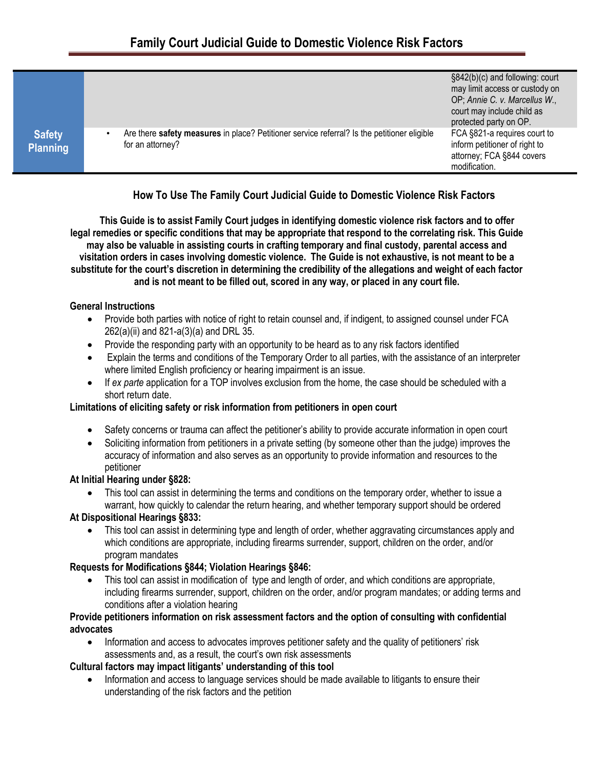| | | |
|---|---|---|
| | | §842(b)(c) and following: court may limit access or custody on OP; *Annie C. v. Marcellus W.*, court may include child as protected party on OP. |
| **Safety Planning** | • Are there **safety measures** in place? Petitioner service referral? Is the petitioner eligible for an attorney? | FCA §821-a requires court to inform petitioner of right to attorney; FCA §844 covers modification. |

## How To Use The Family Court Judicial Guide to Domestic Violence Risk Factors

**This Guide is to assist Family Court judges in identifying domestic violence risk factors and to offer legal remedies or specific conditions that may be appropriate that respond to the correlating risk. This Guide may also be valuable in assisting courts in crafting temporary and final custody, parental access and visitation orders in cases involving domestic violence. The Guide is not exhaustive, is not meant to be a substitute for the court's discretion in determining the credibility of the allegations and weight of each factor and is not meant to be filled out, scored in any way, or placed in any court file.**

**General Instructions**

- Provide both parties with notice of right to retain counsel and, if indigent, to assigned counsel under FCA 262(a)(ii) and 821-a(3)(a) and DRL 35.
- Provide the responding party with an opportunity to be heard as to any risk factors identified
- Explain the terms and conditions of the Temporary Order to all parties, with the assistance of an interpreter where limited English proficiency or hearing impairment is an issue.
- If *ex parte* application for a TOP involves exclusion from the home, the case should be scheduled with a short return date.

**Limitations of eliciting safety or risk information from petitioners in open court**

- Safety concerns or trauma can affect the petitioner's ability to provide accurate information in open court
- Soliciting information from petitioners in a private setting (by someone other than the judge) improves the accuracy of information and also serves as an opportunity to provide information and resources to the petitioner

**At Initial Hearing under §828:**

- This tool can assist in determining the terms and conditions on the temporary order, whether to issue a warrant, how quickly to calendar the return hearing, and whether temporary support should be ordered

**At Dispositional Hearings §833:**

- This tool can assist in determining type and length of order, whether aggravating circumstances apply and which conditions are appropriate, including firearms surrender, support, children on the order, and/or program mandates

**Requests for Modifications §844; Violation Hearings §846:**

- This tool can assist in modification of type and length of order, and which conditions are appropriate, including firearms surrender, support, children on the order, and/or program mandates; or adding terms and conditions after a violation hearing

**Provide petitioners information on risk assessment factors and the option of consulting with confidential advocates**

- Information and access to advocates improves petitioner safety and the quality of petitioners' risk assessments and, as a result, the court's own risk assessments

**Cultural factors may impact litigants' understanding of this tool**

- Information and access to language services should be made available to litigants to ensure their understanding of the risk factors and the petition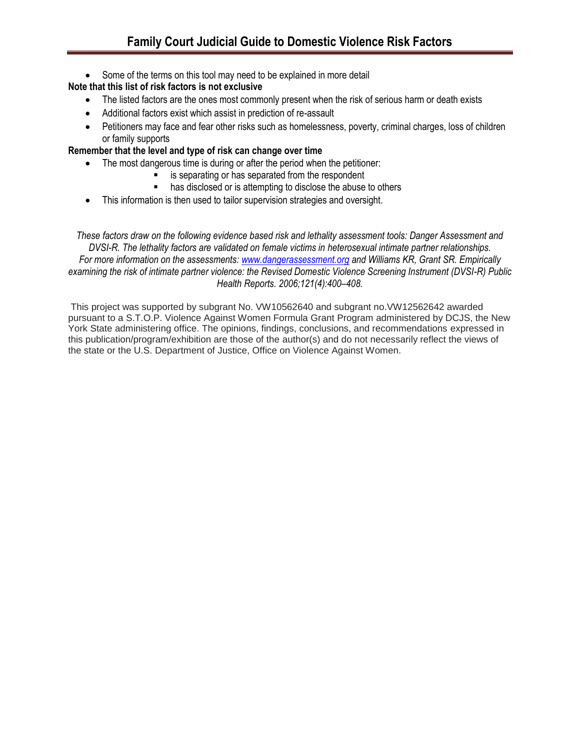- Some of the terms on this tool may need to be explained in more detail

**Note that this list of risk factors is not exclusive**

- The listed factors are the ones most commonly present when the risk of serious harm or death exists
- Additional factors exist which assist in prediction of re-assault
- Petitioners may face and fear other risks such as homelessness, poverty, criminal charges, loss of children or family supports

**Remember that the level and type of risk can change over time**

- The most dangerous time is during or after the period when the petitioner:
  - is separating or has separated from the respondent
  - has disclosed or is attempting to disclose the abuse to others
- This information is then used to tailor supervision strategies and oversight.

*These factors draw on the following evidence based risk and lethality assessment tools: Danger Assessment and DVSI-R. The lethality factors are validated on female victims in heterosexual intimate partner relationships. For more information on the assessments: [www.dangerassessment.org](http://www.dangerassessment.org) and Williams KR, Grant SR. Empirically examining the risk of intimate partner violence: the Revised Domestic Violence Screening Instrument (DVSI-R) Public Health Reports. 2006;121(4):400–408.*

This project was supported by subgrant No. VW10562640 and subgrant no.VW12562642 awarded pursuant to a S.T.O.P. Violence Against Women Formula Grant Program administered by DCJS, the New York State administering office. The opinions, findings, conclusions, and recommendations expressed in this publication/program/exhibition are those of the author(s) and do not necessarily reflect the views of the state or the U.S. Department of Justice, Office on Violence Against Women.